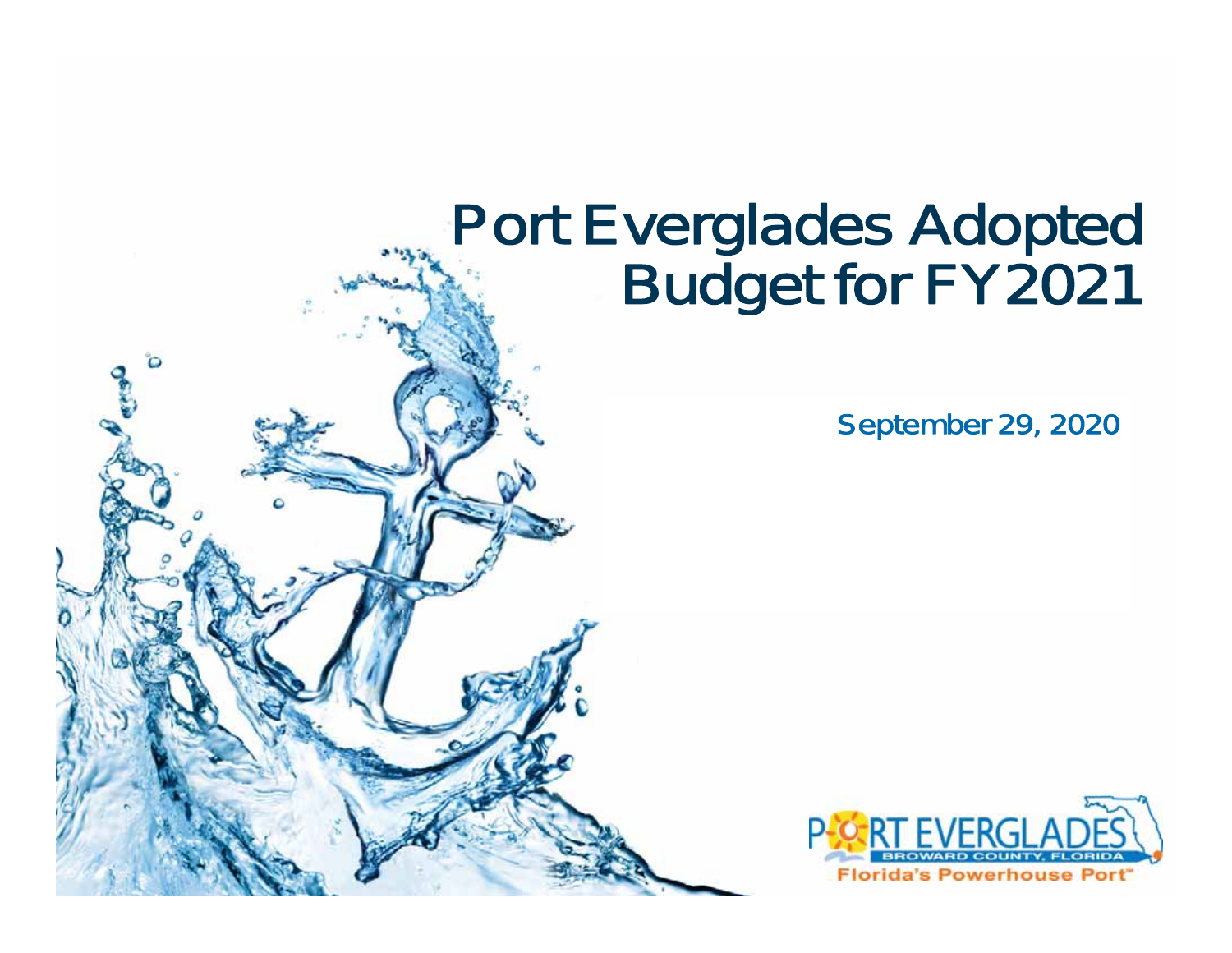# Port Everglades Adopted Budget for FY2021

September 29, 2020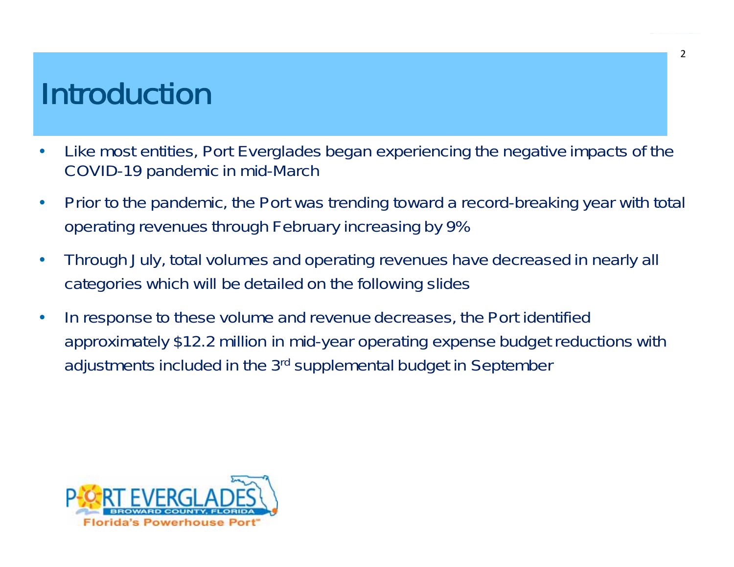# Introduction

- Like most entities, Port Everglades began experiencing the negative impacts of the COVID-19 pandemic in mid-March
- Prior to the pandemic, the Port was trending toward a record-breaking year with total operating revenues through February increasing by 9%
- Through July, total volumes and operating revenues have decreased in nearly all categories which will be detailed on the following slides
- In response to these volume and revenue decreases, the Port identified approximately $12.2 million in mid-year operating expense budget reductions with adjustments included in the 3rd supplemental budget in September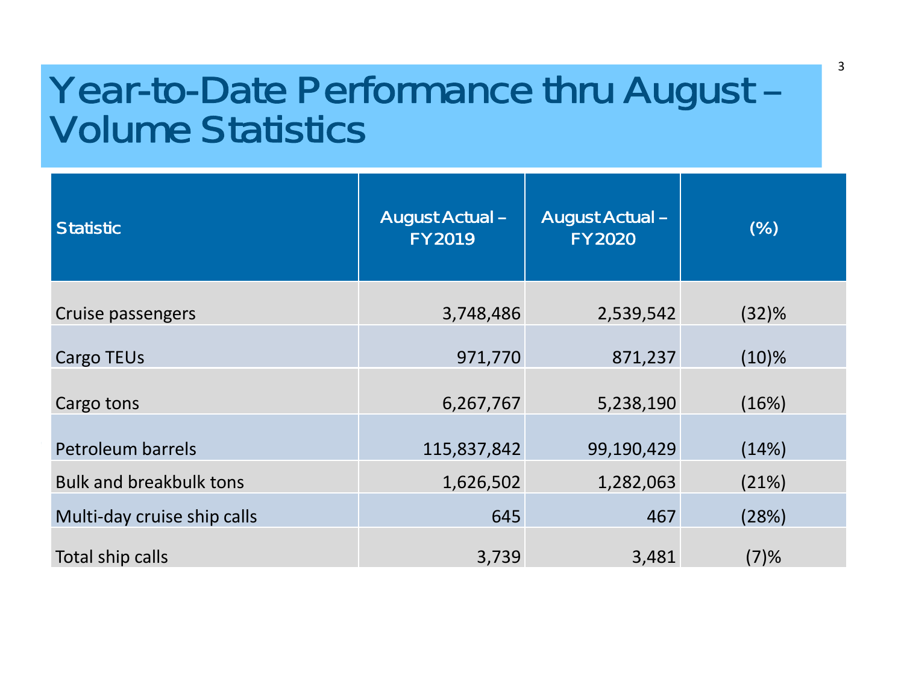# Year-to-Date Performance thru August – Volume Statistics

| Statistic | August Actual – FY2019 | August Actual – FY2020 | (%) |
|---|---|---|---|
| Cruise passengers | 3,748,486 | 2,539,542 | (32)% |
| Cargo TEUs | 971,770 | 871,237 | (10)% |
| Cargo tons | 6,267,767 | 5,238,190 | (16%) |
| Petroleum barrels | 115,837,842 | 99,190,429 | (14%) |
| Bulk and breakbulk tons | 1,626,502 | 1,282,063 | (21%) |
| Multi-day cruise ship calls | 645 | 467 | (28%) |
| Total ship calls | 3,739 | 3,481 | (7)% |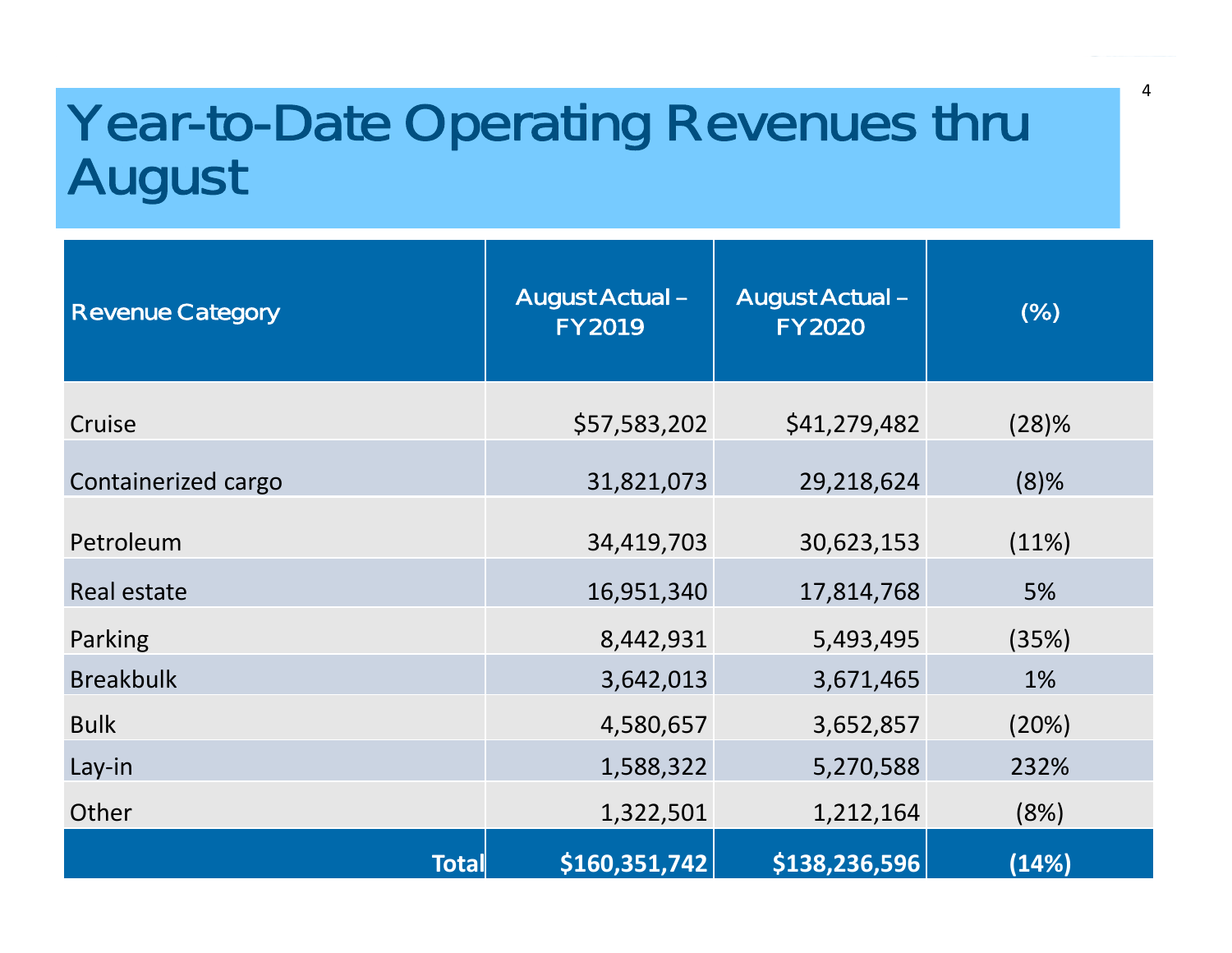# Year-to-Date Operating Revenues thru August

| Revenue Category | August Actual – FY2019 | August Actual – FY2020 | (%) |
|---|---|---|---|
| Cruise | $57,583,202 | $41,279,482 | (28)% |
| Containerized cargo | 31,821,073 | 29,218,624 | (8)% |
| Petroleum | 34,419,703 | 30,623,153 | (11%) |
| Real estate | 16,951,340 | 17,814,768 | 5% |
| Parking | 8,442,931 | 5,493,495 | (35%) |
| Breakbulk | 3,642,013 | 3,671,465 | 1% |
| Bulk | 4,580,657 | 3,652,857 | (20%) |
| Lay-in | 1,588,322 | 5,270,588 | 232% |
| Other | 1,322,501 | 1,212,164 | (8%) |
| **Total** | **$160,351,742** | **$138,236,596** | **(14%)** |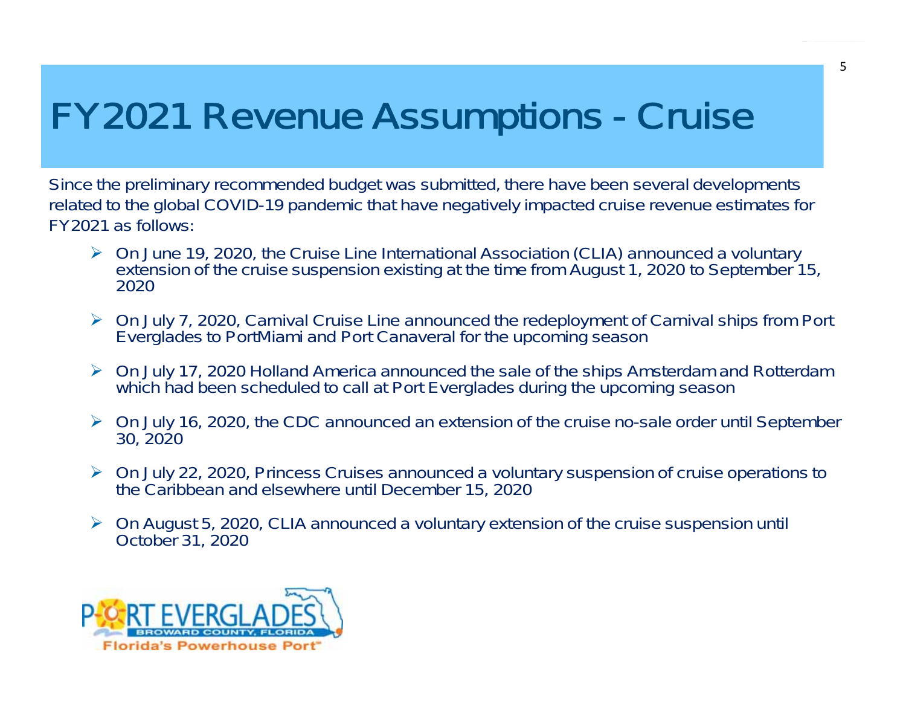# FY2021 Revenue Assumptions - Cruise

Since the preliminary recommended budget was submitted, there have been several developments related to the global COVID-19 pandemic that have negatively impacted cruise revenue estimates for FY2021 as follows:

- On June 19, 2020, the Cruise Line International Association (CLIA) announced a voluntary extension of the cruise suspension existing at the time from August 1, 2020 to September 15, 2020
- On July 7, 2020, Carnival Cruise Line announced the redeployment of Carnival ships from Port Everglades to PortMiami and Port Canaveral for the upcoming season
- On July 17, 2020 Holland America announced the sale of the ships Amsterdam and Rotterdam which had been scheduled to call at Port Everglades during the upcoming season
- On July 16, 2020, the CDC announced an extension of the cruise no-sale order until September 30, 2020
- On July 22, 2020, Princess Cruises announced a voluntary suspension of cruise operations to the Caribbean and elsewhere until December 15, 2020
- On August 5, 2020, CLIA announced a voluntary extension of the cruise suspension until October 31, 2020

PORT EVERGLADES
BROWARD COUNTY, FLORIDA
Florida's Powerhouse Port™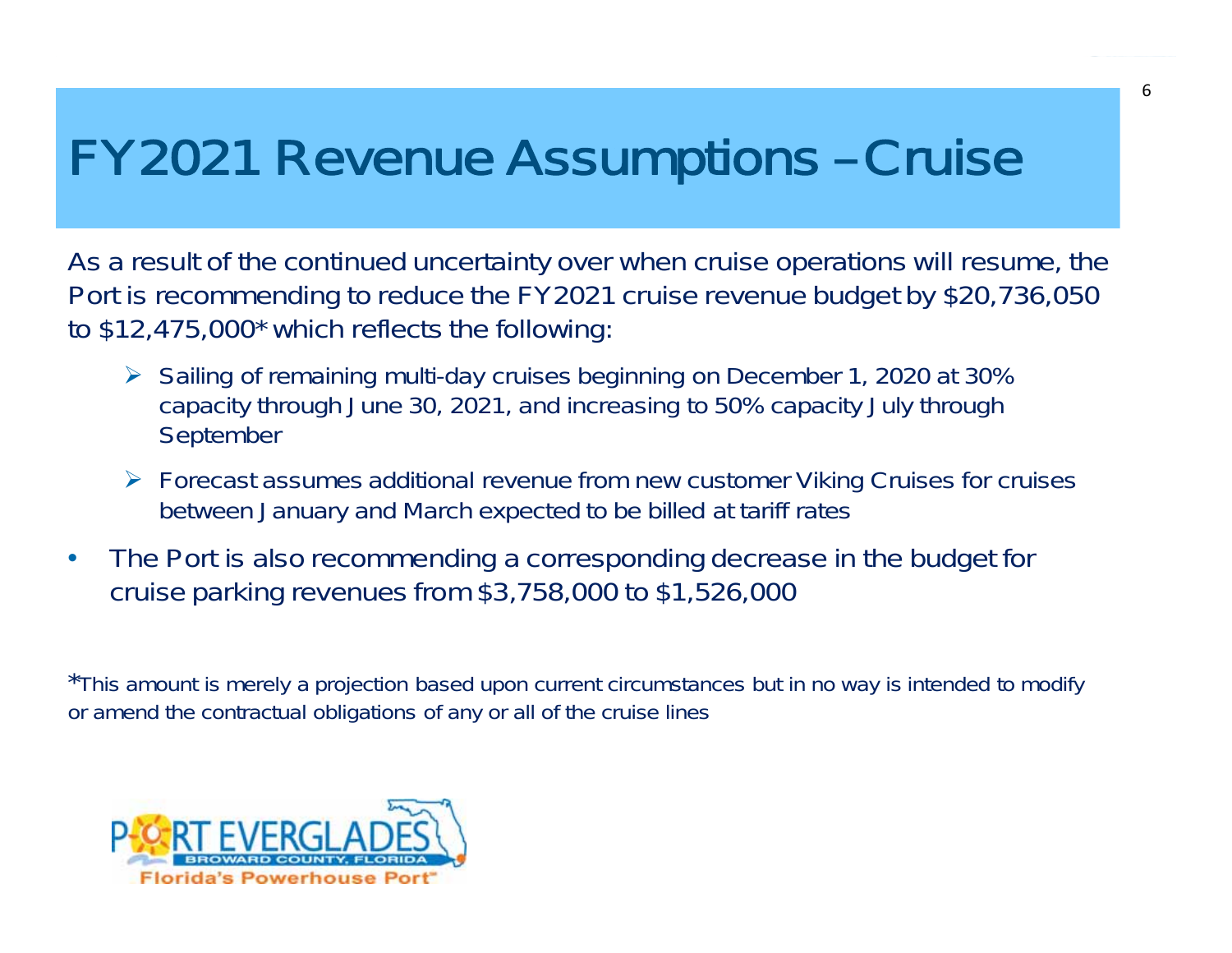# FY2021 Revenue Assumptions – Cruise

As a result of the continued uncertainty over when cruise operations will resume, the Port is recommending to reduce the FY2021 cruise revenue budget by $20,736,050 to $12,475,000* which reflects the following:

- Sailing of remaining multi-day cruises beginning on December 1, 2020 at 30% capacity through June 30, 2021, and increasing to 50% capacity July through September
- Forecast assumes additional revenue from new customer Viking Cruises for cruises between January and March expected to be billed at tariff rates

- The Port is also recommending a corresponding decrease in the budget for cruise parking revenues from $3,758,000 to $1,526,000

*This amount is merely a projection based upon current circumstances but in no way is intended to modify or amend the contractual obligations of any or all of the cruise lines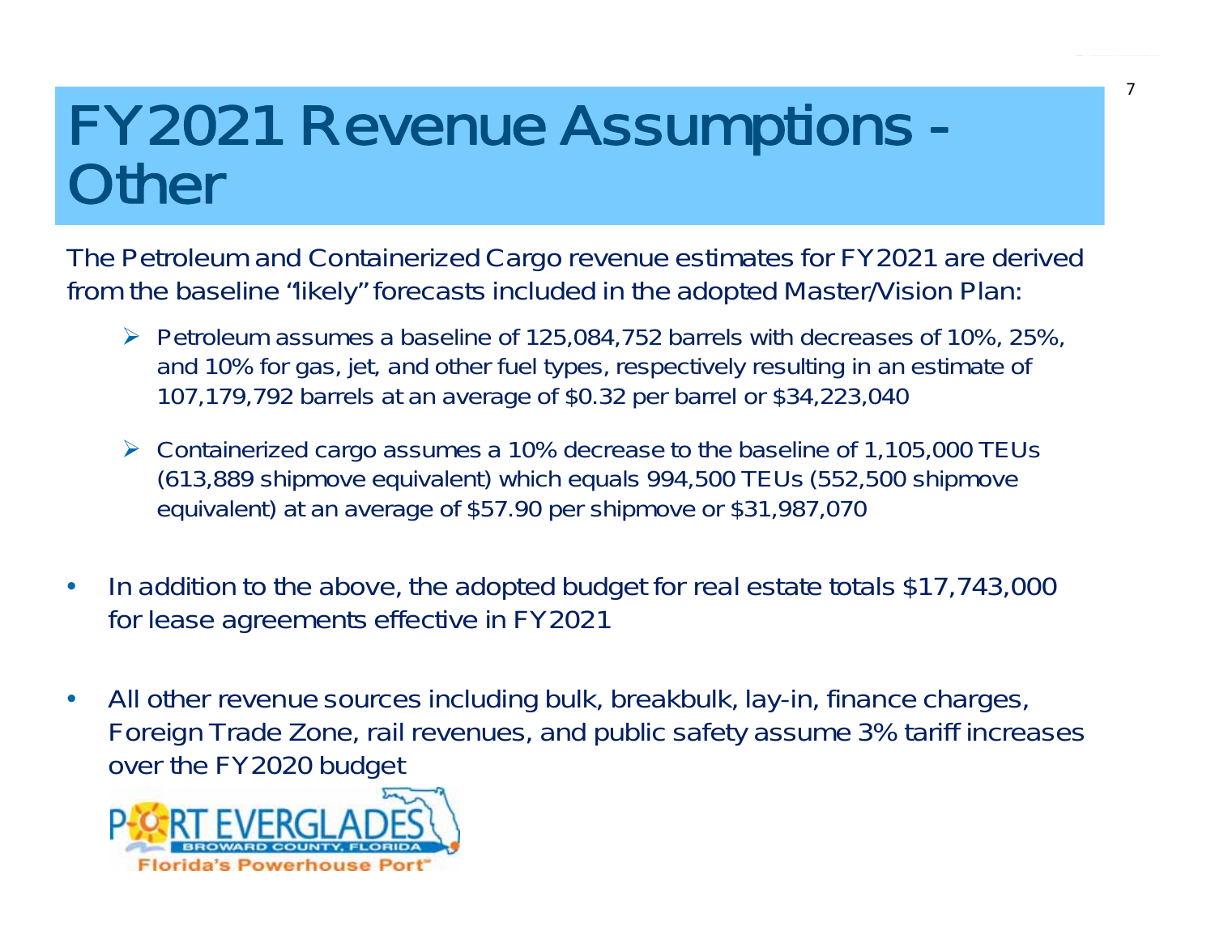# FY2021 Revenue Assumptions - Other

The Petroleum and Containerized Cargo revenue estimates for FY2021 are derived from the baseline "likely" forecasts included in the adopted Master/Vision Plan:

- Petroleum assumes a baseline of 125,084,752 barrels with decreases of 10%, 25%, and 10% for gas, jet, and other fuel types, respectively resulting in an estimate of 107,179,792 barrels at an average of $0.32 per barrel or $34,223,040

- Containerized cargo assumes a 10% decrease to the baseline of 1,105,000 TEUs (613,889 shipmove equivalent) which equals 994,500 TEUs (552,500 shipmove equivalent) at an average of $57.90 per shipmove or $31,987,070

- In addition to the above, the adopted budget for real estate totals $17,743,000 for lease agreements effective in FY2021

- All other revenue sources including bulk, breakbulk, lay-in, finance charges, Foreign Trade Zone, rail revenues, and public safety assume 3% tariff increases over the FY2020 budget

PORT EVERGLADES
BROWARD COUNTY, FLORIDA
Florida's Powerhouse Port℠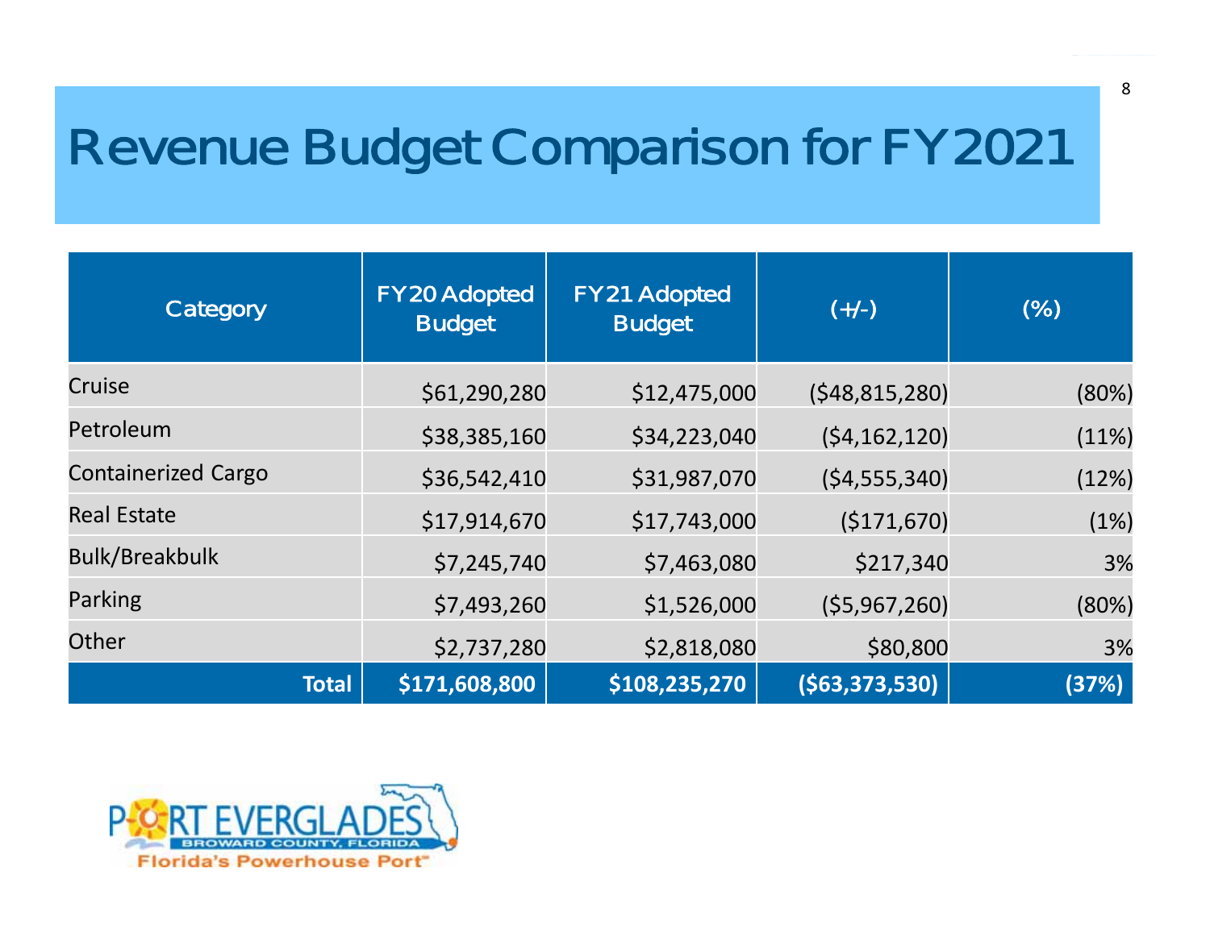# Revenue Budget Comparison for FY2021

| Category | FY20 Adopted Budget | FY21 Adopted Budget | (+/-) | (%) |
|---|---|---|---|---|
| Cruise | $61,290,280 | $12,475,000 | ($48,815,280) | (80%) |
| Petroleum | $38,385,160 | $34,223,040 | ($4,162,120) | (11%) |
| Containerized Cargo | $36,542,410 | $31,987,070 | ($4,555,340) | (12%) |
| Real Estate | $17,914,670 | $17,743,000 | ($171,670) | (1%) |
| Bulk/Breakbulk | $7,245,740 | $7,463,080 | $217,340 | 3% |
| Parking | $7,493,260 | $1,526,000 | ($5,967,260) | (80%) |
| Other | $2,737,280 | $2,818,080 | $80,800 | 3% |
| **Total** | **$171,608,800** | **$108,235,270** | **($63,373,530)** | **(37%)** |

PORT EVERGLADES
BROWARD COUNTY, FLORIDA
Florida's Powerhouse Port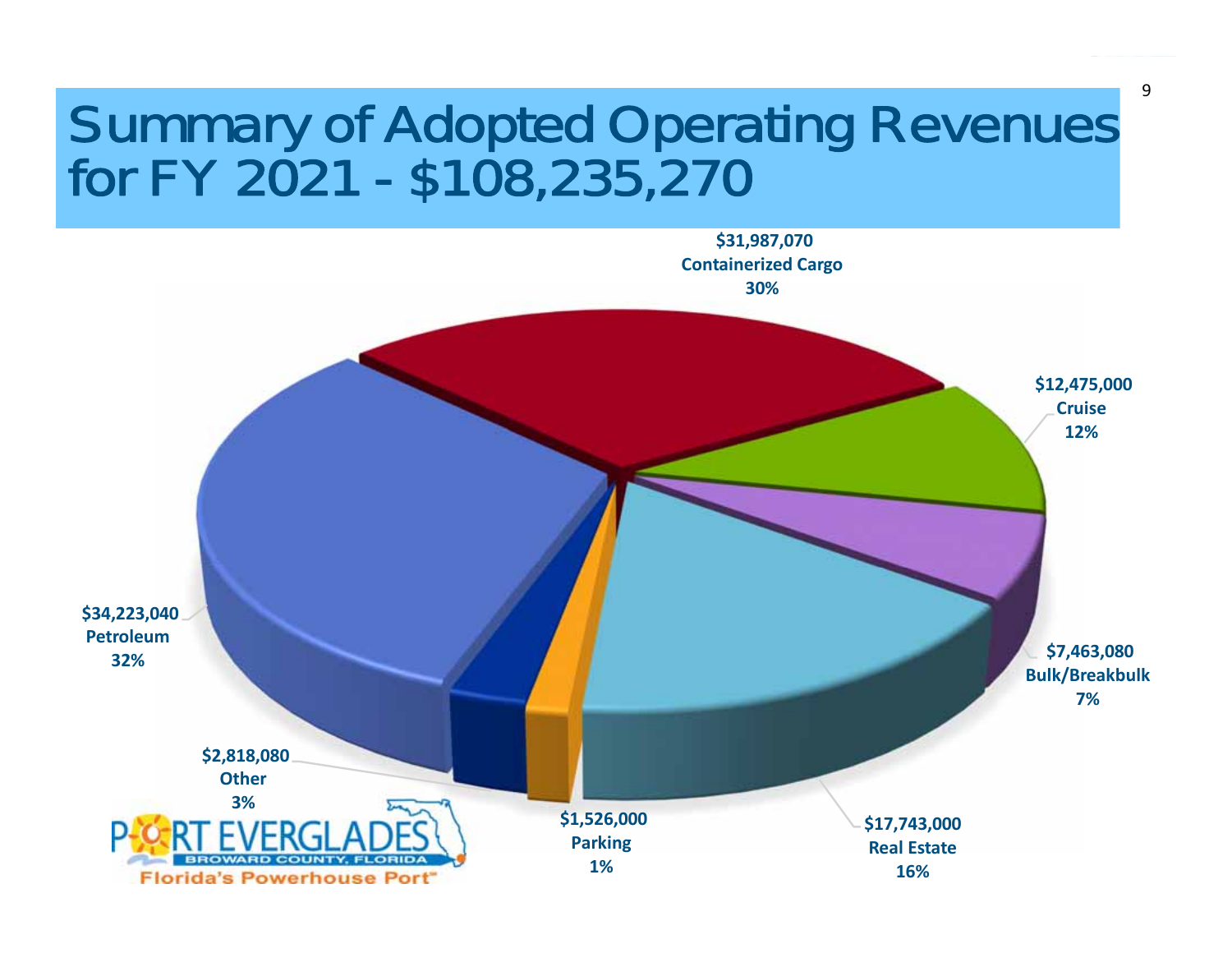# Summary of Adopted Operating Revenues for FY 2021 - $108,235,270

| Category | Amount | Percent |
|---|---|---|
| Containerized Cargo | $31,987,070 | 30% |
| Cruise | $12,475,000 | 12% |
| Bulk/Breakbulk | $7,463,080 | 7% |
| Real Estate | $17,743,000 | 16% |
| Parking | $1,526,000 | 1% |
| Other | $2,818,080 | 3% |
| Petroleum | $34,223,040 | 32% |

PORT EVERGLADES
BROWARD COUNTY, FLORIDA
Florida's Powerhouse Port™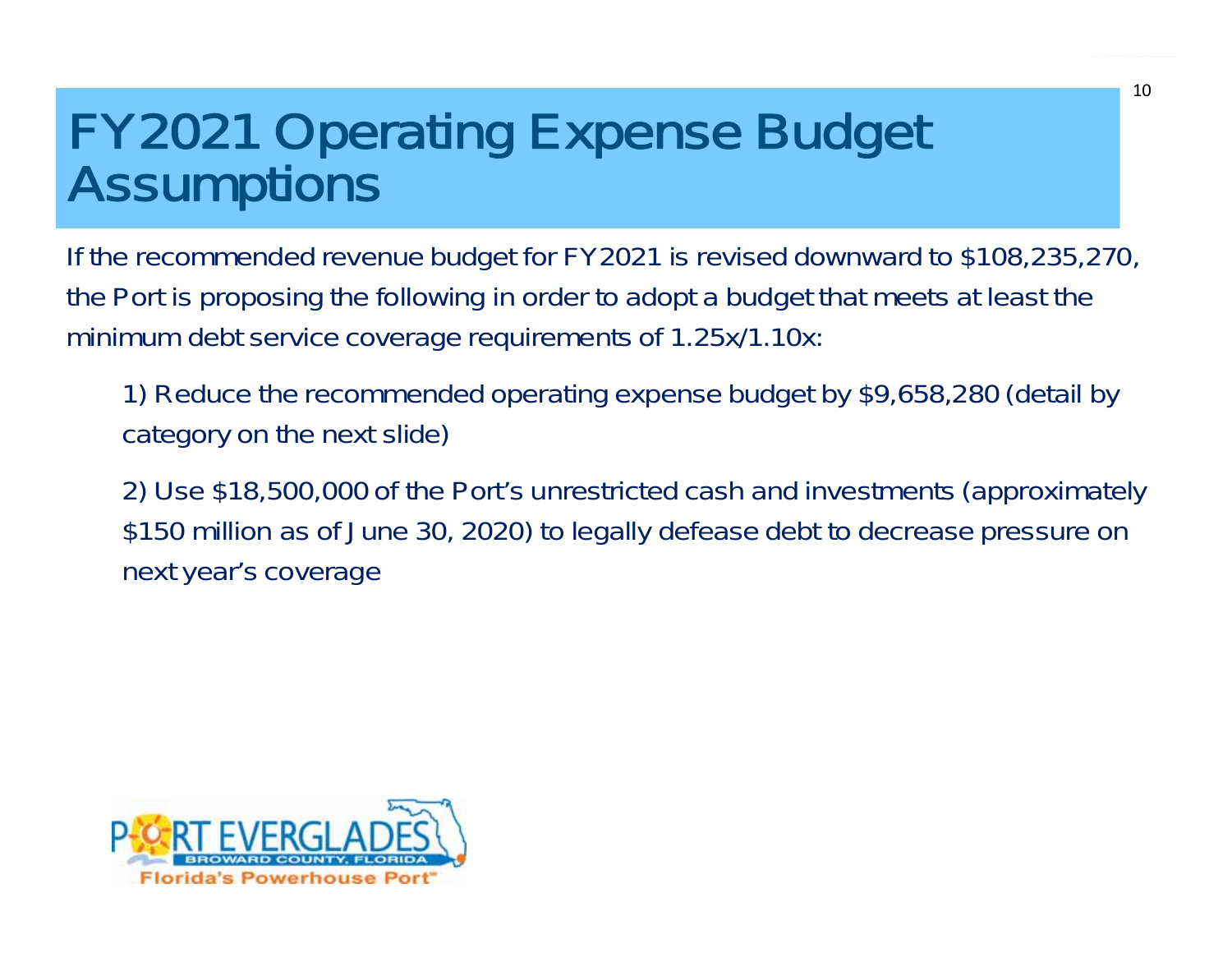# FY2021 Operating Expense Budget Assumptions

If the recommended revenue budget for FY2021 is revised downward to $108,235,270, the Port is proposing the following in order to adopt a budget that meets at least the minimum debt service coverage requirements of 1.25x/1.10x:

1) Reduce the recommended operating expense budget by $9,658,280 (detail by category on the next slide)

2) Use $18,500,000 of the Port's unrestricted cash and investments (approximately $150 million as of June 30, 2020) to legally defease debt to decrease pressure on next year's coverage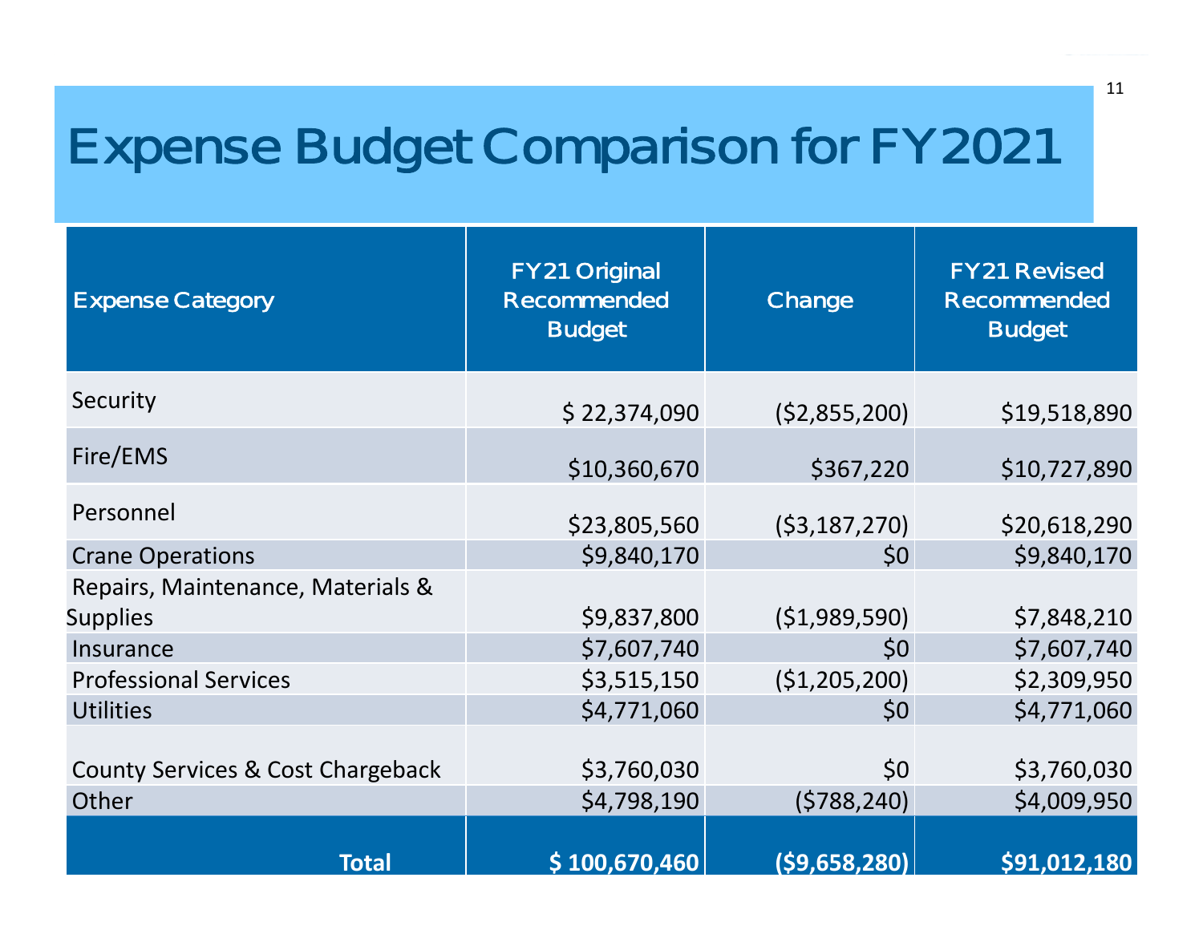# Expense Budget Comparison for FY2021

| Expense Category | FY21 Original Recommended Budget | Change | FY21 Revised Recommended Budget |
|---|---|---|---|
| Security | $ 22,374,090 | ($2,855,200) | $19,518,890 |
| Fire/EMS | $10,360,670 | $367,220 | $10,727,890 |
| Personnel | $23,805,560 | ($3,187,270) | $20,618,290 |
| Crane Operations | $9,840,170 | $0 | $9,840,170 |
| Repairs, Maintenance, Materials & Supplies | $9,837,800 | ($1,989,590) | $7,848,210 |
| Insurance | $7,607,740 | $0 | $7,607,740 |
| Professional Services | $3,515,150 | ($1,205,200) | $2,309,950 |
| Utilities | $4,771,060 | $0 | $4,771,060 |
| County Services & Cost Chargeback | $3,760,030 | $0 | $3,760,030 |
| Other | $4,798,190 | ($788,240) | $4,009,950 |
| **Total** | **$ 100,670,460** | **($9,658,280)** | **$91,012,180** |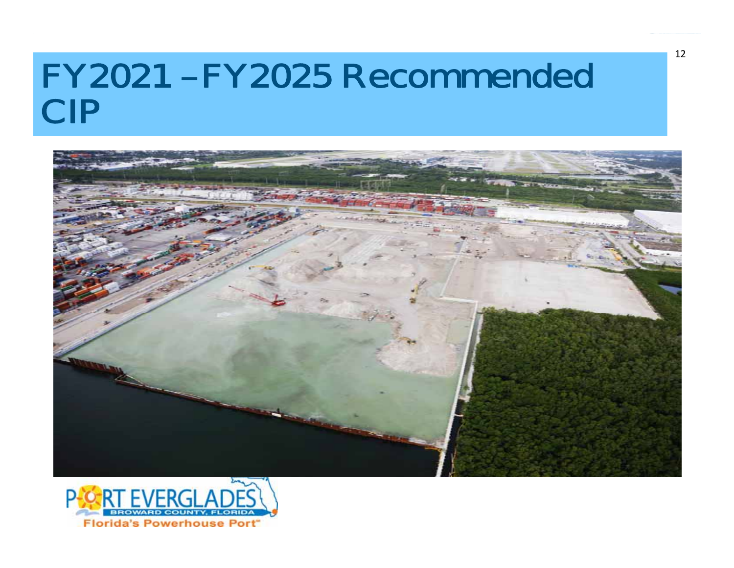# FY2021 – FY2025 Recommended CIP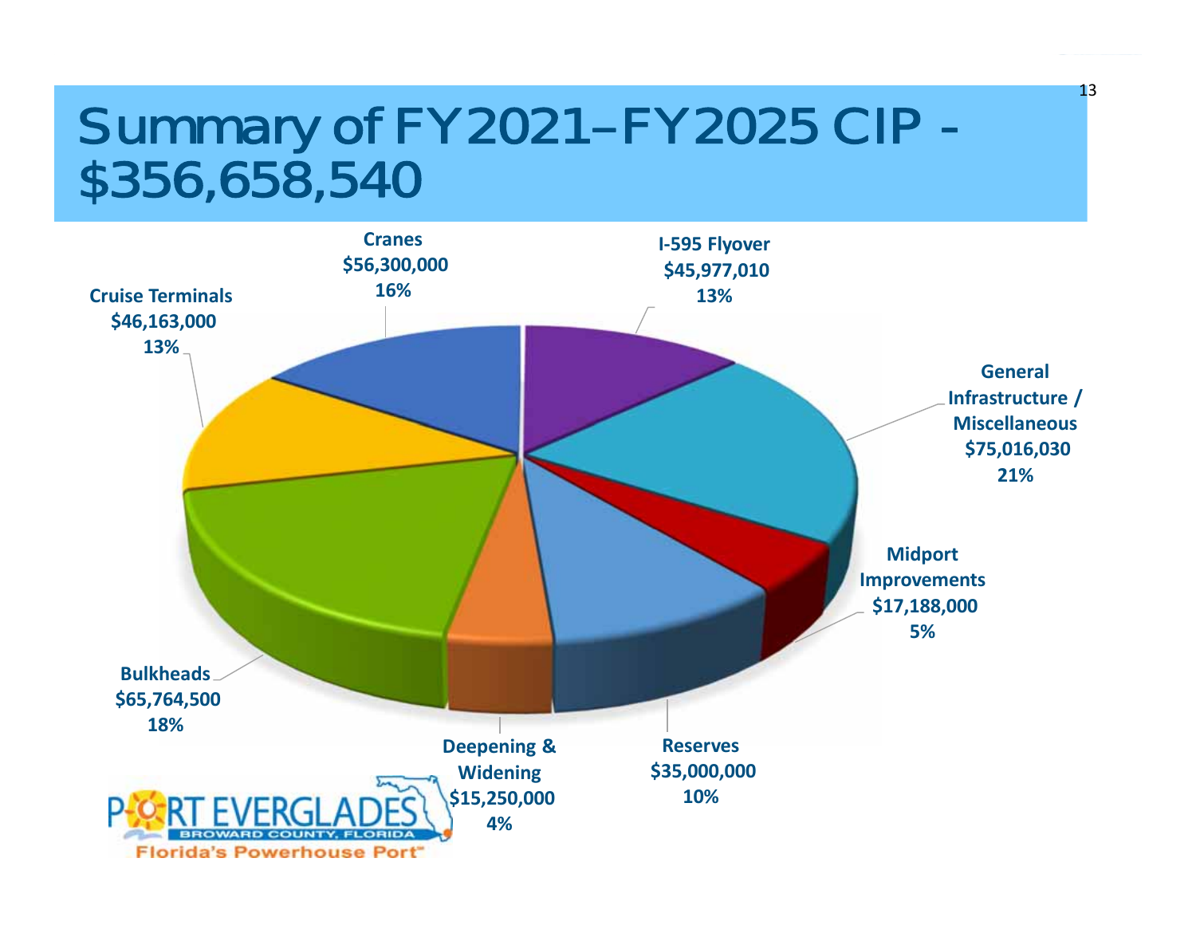# Summary of FY2021–FY2025 CIP - $356,658,540

- Cranes: $56,300,000 — 16%
- I-595 Flyover: $45,977,010 — 13%
- General Infrastructure / Miscellaneous: $75,016,030 — 21%
- Midport Improvements: $17,188,000 — 5%
- Reserves: $35,000,000 — 10%
- Deepening & Widening: $15,250,000 — 4%
- Bulkheads: $65,764,500 — 18%
- Cruise Terminals: $46,163,000 — 13%

PORT EVERGLADES
BROWARD COUNTY, FLORIDA
Florida's Powerhouse Port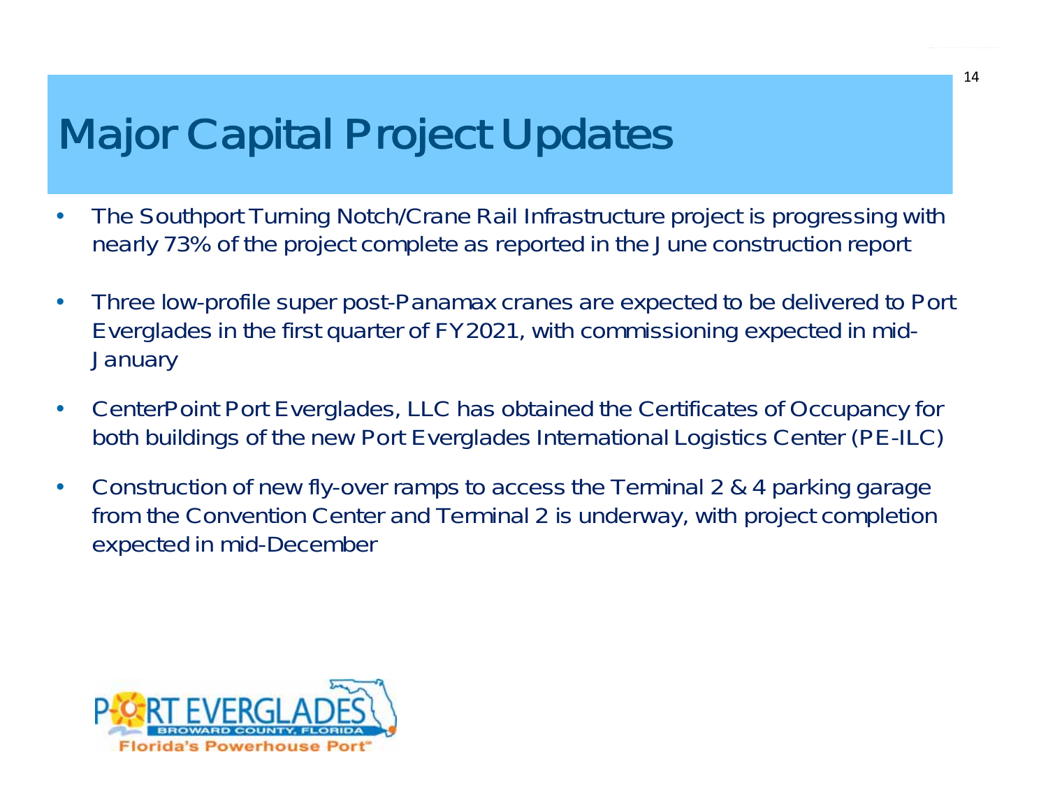# Major Capital Project Updates

- The Southport Turning Notch/Crane Rail Infrastructure project is progressing with nearly 73% of the project complete as reported in the June construction report
- Three low-profile super post-Panamax cranes are expected to be delivered to Port Everglades in the first quarter of FY2021, with commissioning expected in mid-January
- CenterPoint Port Everglades, LLC has obtained the Certificates of Occupancy for both buildings of the new Port Everglades International Logistics Center (PE-ILC)
- Construction of new fly-over ramps to access the Terminal 2 & 4 parking garage from the Convention Center and Terminal 2 is underway, with project completion expected in mid-December

PORT EVERGLADES
BROWARD COUNTY, FLORIDA
Florida's Powerhouse Port™